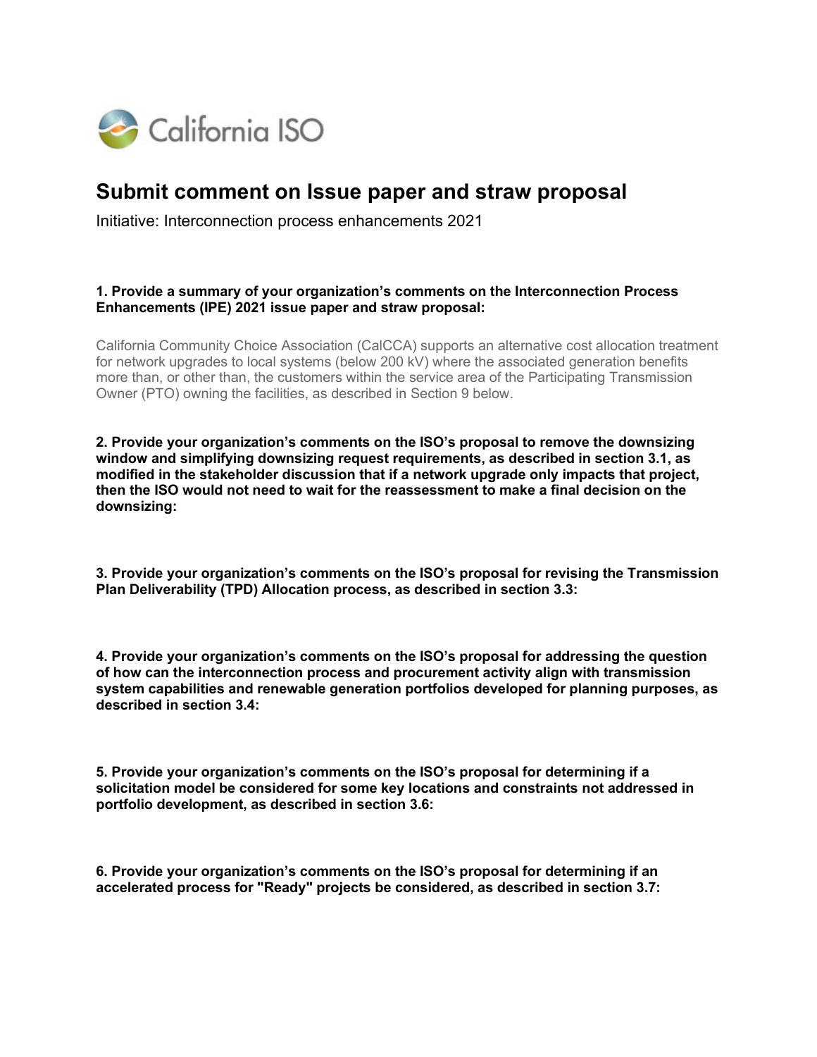California ISO

# Submit comment on Issue paper and straw proposal

Initiative: Interconnection process enhancements 2021

**1. Provide a summary of your organization's comments on the Interconnection Process Enhancements (IPE) 2021 issue paper and straw proposal:**

California Community Choice Association (CalCCA) supports an alternative cost allocation treatment for network upgrades to local systems (below 200 kV) where the associated generation benefits more than, or other than, the customers within the service area of the Participating Transmission Owner (PTO) owning the facilities, as described in Section 9 below.

**2. Provide your organization's comments on the ISO's proposal to remove the downsizing window and simplifying downsizing request requirements, as described in section 3.1, as modified in the stakeholder discussion that if a network upgrade only impacts that project, then the ISO would not need to wait for the reassessment to make a final decision on the downsizing:**

**3. Provide your organization's comments on the ISO's proposal for revising the Transmission Plan Deliverability (TPD) Allocation process, as described in section 3.3:**

**4. Provide your organization's comments on the ISO's proposal for addressing the question of how can the interconnection process and procurement activity align with transmission system capabilities and renewable generation portfolios developed for planning purposes, as described in section 3.4:**

**5. Provide your organization's comments on the ISO's proposal for determining if a solicitation model be considered for some key locations and constraints not addressed in portfolio development, as described in section 3.6:**

**6. Provide your organization's comments on the ISO's proposal for determining if an accelerated process for "Ready" projects be considered, as described in section 3.7:**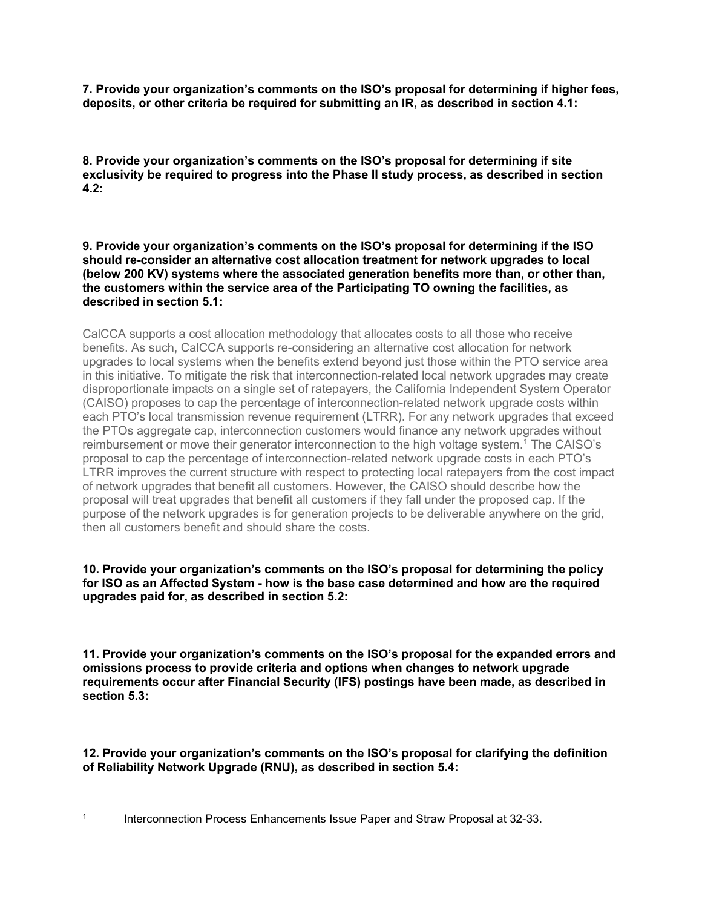**7. Provide your organization's comments on the ISO's proposal for determining if higher fees, deposits, or other criteria be required for submitting an IR, as described in section 4.1:**

**8. Provide your organization's comments on the ISO's proposal for determining if site exclusivity be required to progress into the Phase II study process, as described in section 4.2:**

**9. Provide your organization's comments on the ISO's proposal for determining if the ISO should re-consider an alternative cost allocation treatment for network upgrades to local (below 200 KV) systems where the associated generation benefits more than, or other than, the customers within the service area of the Participating TO owning the facilities, as described in section 5.1:**

CalCCA supports a cost allocation methodology that allocates costs to all those who receive benefits. As such, CalCCA supports re-considering an alternative cost allocation for network upgrades to local systems when the benefits extend beyond just those within the PTO service area in this initiative. To mitigate the risk that interconnection-related local network upgrades may create disproportionate impacts on a single set of ratepayers, the California Independent System Operator (CAISO) proposes to cap the percentage of interconnection-related network upgrade costs within each PTO's local transmission revenue requirement (LTRR). For any network upgrades that exceed the PTOs aggregate cap, interconnection customers would finance any network upgrades without reimbursement or move their generator interconnection to the high voltage system.[1] The CAISO's proposal to cap the percentage of interconnection-related network upgrade costs in each PTO's LTRR improves the current structure with respect to protecting local ratepayers from the cost impact of network upgrades that benefit all customers. However, the CAISO should describe how the proposal will treat upgrades that benefit all customers if they fall under the proposed cap. If the purpose of the network upgrades is for generation projects to be deliverable anywhere on the grid, then all customers benefit and should share the costs.

**10. Provide your organization's comments on the ISO's proposal for determining the policy for ISO as an Affected System - how is the base case determined and how are the required upgrades paid for, as described in section 5.2:**

**11. Provide your organization's comments on the ISO's proposal for the expanded errors and omissions process to provide criteria and options when changes to network upgrade requirements occur after Financial Security (IFS) postings have been made, as described in section 5.3:**

**12. Provide your organization's comments on the ISO's proposal for clarifying the definition of Reliability Network Upgrade (RNU), as described in section 5.4:**

---

[1] Interconnection Process Enhancements Issue Paper and Straw Proposal at 32-33.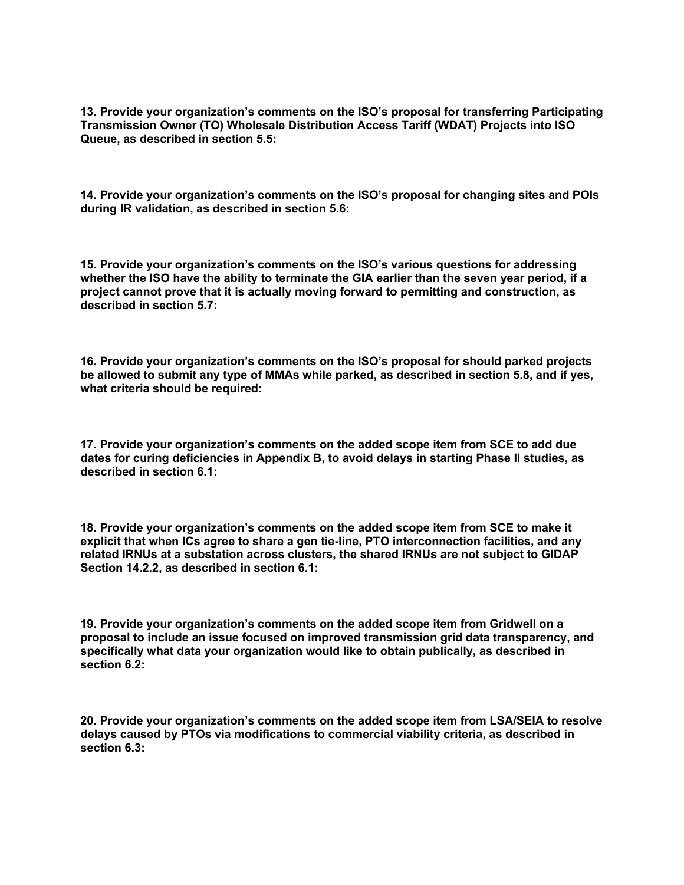**13. Provide your organization's comments on the ISO's proposal for transferring Participating Transmission Owner (TO) Wholesale Distribution Access Tariff (WDAT) Projects into ISO Queue, as described in section 5.5:**

**14. Provide your organization's comments on the ISO's proposal for changing sites and POIs during IR validation, as described in section 5.6:**

**15. Provide your organization's comments on the ISO's various questions for addressing whether the ISO have the ability to terminate the GIA earlier than the seven year period, if a project cannot prove that it is actually moving forward to permitting and construction, as described in section 5.7:**

**16. Provide your organization's comments on the ISO's proposal for should parked projects be allowed to submit any type of MMAs while parked, as described in section 5.8, and if yes, what criteria should be required:**

**17. Provide your organization's comments on the added scope item from SCE to add due dates for curing deficiencies in Appendix B, to avoid delays in starting Phase II studies, as described in section 6.1:**

**18. Provide your organization's comments on the added scope item from SCE to make it explicit that when ICs agree to share a gen tie-line, PTO interconnection facilities, and any related IRNUs at a substation across clusters, the shared IRNUs are not subject to GIDAP Section 14.2.2, as described in section 6.1:**

**19. Provide your organization's comments on the added scope item from Gridwell on a proposal to include an issue focused on improved transmission grid data transparency, and specifically what data your organization would like to obtain publically, as described in section 6.2:**

**20. Provide your organization's comments on the added scope item from LSA/SEIA to resolve delays caused by PTOs via modifications to commercial viability criteria, as described in section 6.3:**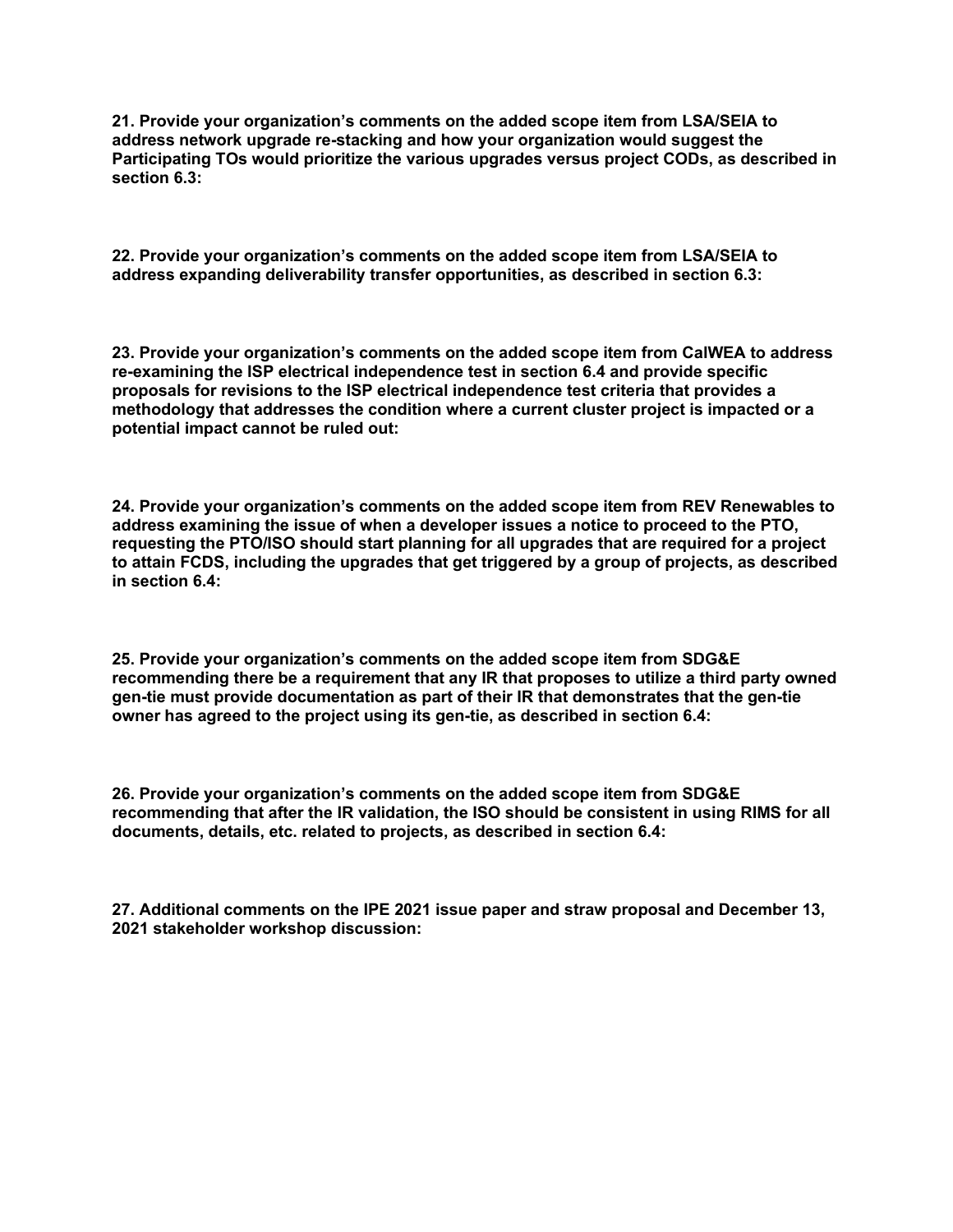**21. Provide your organization's comments on the added scope item from LSA/SEIA to address network upgrade re-stacking and how your organization would suggest the Participating TOs would prioritize the various upgrades versus project CODs, as described in section 6.3:**

**22. Provide your organization's comments on the added scope item from LSA/SEIA to address expanding deliverability transfer opportunities, as described in section 6.3:**

**23. Provide your organization's comments on the added scope item from CalWEA to address re-examining the ISP electrical independence test in section 6.4 and provide specific proposals for revisions to the ISP electrical independence test criteria that provides a methodology that addresses the condition where a current cluster project is impacted or a potential impact cannot be ruled out:**

**24. Provide your organization's comments on the added scope item from REV Renewables to address examining the issue of when a developer issues a notice to proceed to the PTO, requesting the PTO/ISO should start planning for all upgrades that are required for a project to attain FCDS, including the upgrades that get triggered by a group of projects, as described in section 6.4:**

**25. Provide your organization's comments on the added scope item from SDG&E recommending there be a requirement that any IR that proposes to utilize a third party owned gen-tie must provide documentation as part of their IR that demonstrates that the gen-tie owner has agreed to the project using its gen-tie, as described in section 6.4:**

**26. Provide your organization's comments on the added scope item from SDG&E recommending that after the IR validation, the ISO should be consistent in using RIMS for all documents, details, etc. related to projects, as described in section 6.4:**

**27. Additional comments on the IPE 2021 issue paper and straw proposal and December 13, 2021 stakeholder workshop discussion:**